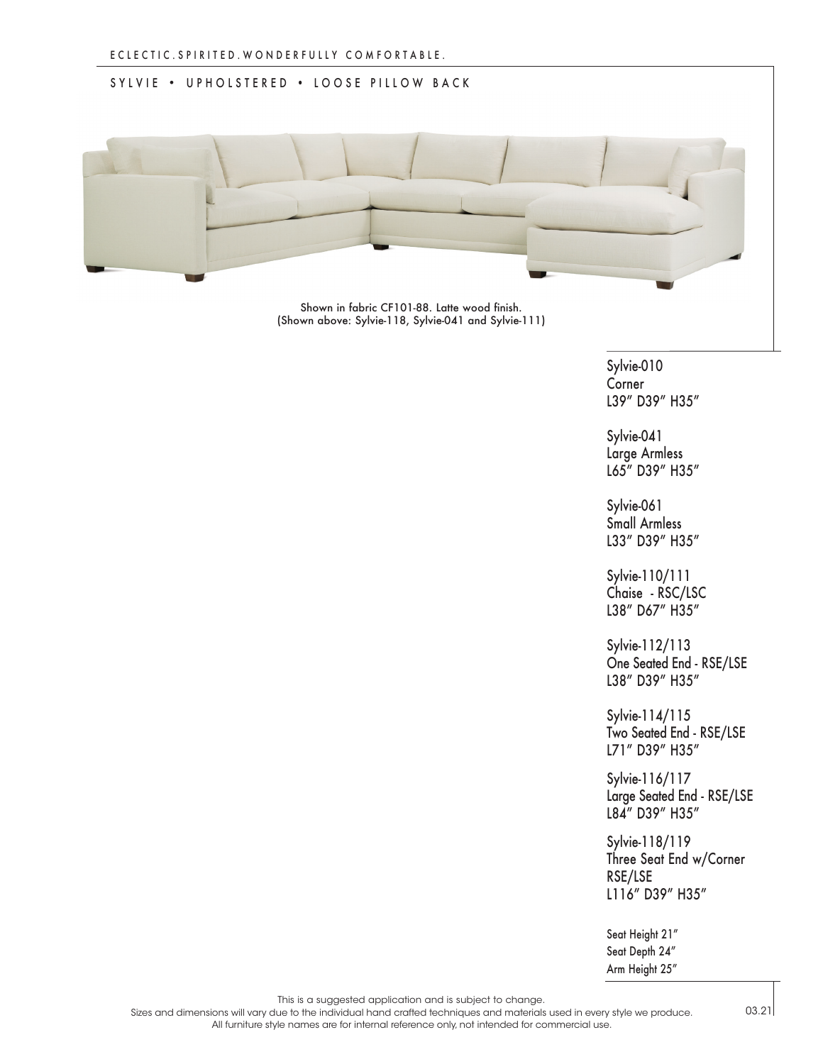ECLECTIC.SPIRITED.WONDERFULLY COMFORTABLE.

# SYLVIE • UPHOLSTERED • LOOSE PILLOW BACK

Shown in fabric CF101-88. Latte wood finish.
(Shown above: Sylvie-118, Sylvie-041 and Sylvie-111)

Sylvie-010
Corner
L39″ D39″ H35″

Sylvie-041
Large Armless
L65″ D39″ H35″

Sylvie-061
Small Armless
L33″ D39″ H35″

Sylvie-110/111
Chaise - RSC/LSC
L38″ D67″ H35″

Sylvie-112/113
One Seated End - RSE/LSE
L38″ D39″ H35″

Sylvie-114/115
Two Seated End - RSE/LSE
L71″ D39″ H35″

Sylvie-116/117
Large Seated End - RSE/LSE
L84″ D39″ H35″

Sylvie-118/119
Three Seat End w/Corner
RSE/LSE
L116″ D39″ H35″

Seat Height 21″
Seat Depth 24″
Arm Height 25″

This is a suggested application and is subject to change.
Sizes and dimensions will vary due to the individual hand crafted techniques and materials used in every style we produce.
All furniture style names are for internal reference only, not intended for commercial use.

03.21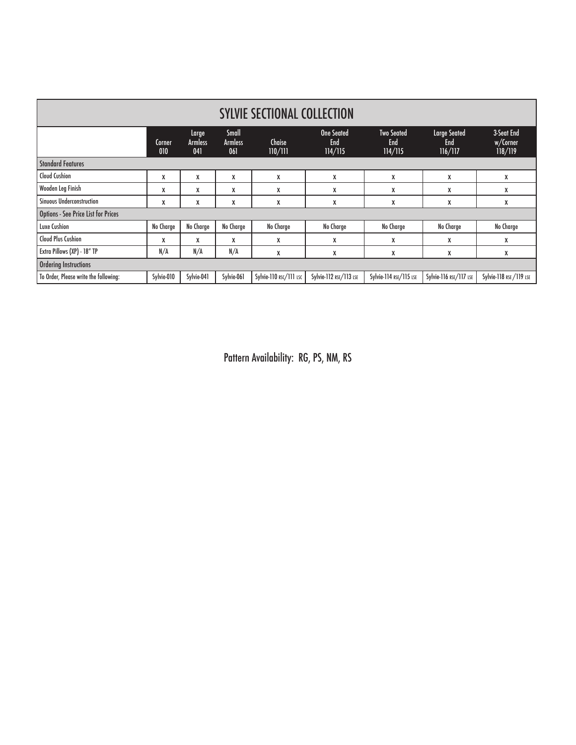# SYLVIE SECTIONAL COLLECTION

| | Corner 010 | Large Armless 041 | Small Armless 061 | Chaise 110/111 | One Seated End 114/115 | Two Seated End 114/115 | Large Seated End 116/117 | 3-Seat End w/Corner 118/119 |
|---|---|---|---|---|---|---|---|---|
| **Standard Features** | | | | | | | | |
| Cloud Cushion | X | X | X | X | X | X | X | X |
| Wooden Leg Finish | X | X | X | X | X | X | X | X |
| Sinuous Underconstruction | X | X | X | X | X | X | X | X |
| **Options - See Price List for Prices** | | | | | | | | |
| Luxe Cushion | No Charge | No Charge | No Charge | No Charge | No Charge | No Charge | No Charge | No Charge |
| Cloud Plus Cushion | X | X | X | X | X | X | X | X |
| Extra Pillows (XP) - 18" TP | N/A | N/A | N/A | X | X | X | X | X |
| **Ordering Instructions** | | | | | | | | |
| To Order, Please write the following: | Sylvie-010 | Sylvie-041 | Sylvie-061 | Sylvie-110 RSC/111 LSC | Sylvie-112 RSE/113 LSE | Sylvie-114 RSE/115 LSE | Sylvie-116 RSE/117 LSE | Sylvie-118 RSE /119 LSE |

Pattern Availability: RG, PS, NM, RS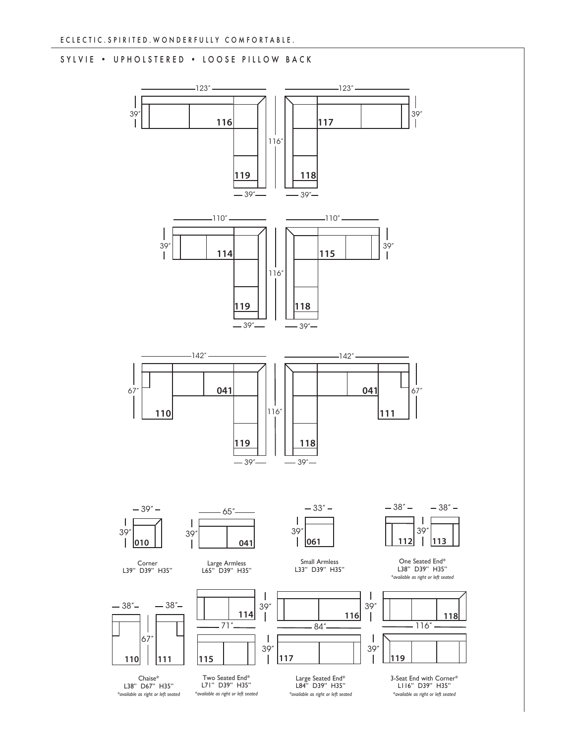ECLECTIC.SPIRITED.WONDERFULLY COMFORTABLE.

## SYLVIE • UPHOLSTERED • LOOSE PILLOW BACK

123″
39″
116
119
116″
39″

123″
39″
117
118
39″

110″
39″
114
119
116″
39″

110″
39″
115
118
39″

142″
67″
041
110
119
116″
39″

142″
67″
041
111
118
39″

39″
39″
010
Corner
L39" D39" H35"

65″
39″
041
Large Armless
L65" D39" H35"

33″
39″
061
Small Armless
L33" D39" H35"

38″ 38″
39″
112 113
One Seated End*
L38" D39" H35"
*available as right or left seated*

38″ 38″
67″
110 111
Chaise*
L38" D67" H35"
*available as right or left seated*

39″
114
71″
39″
115
Two Seated End*
L71" D39" H35"
*available as right or left seated*

39″
116
84″
39″
117
Large Seated End*
L84" D39" H35"
*available as right or left seated*

118
116″
39″
119
3-Seat End with Corner*
L116" D39" H35"
*available as right or left seated*